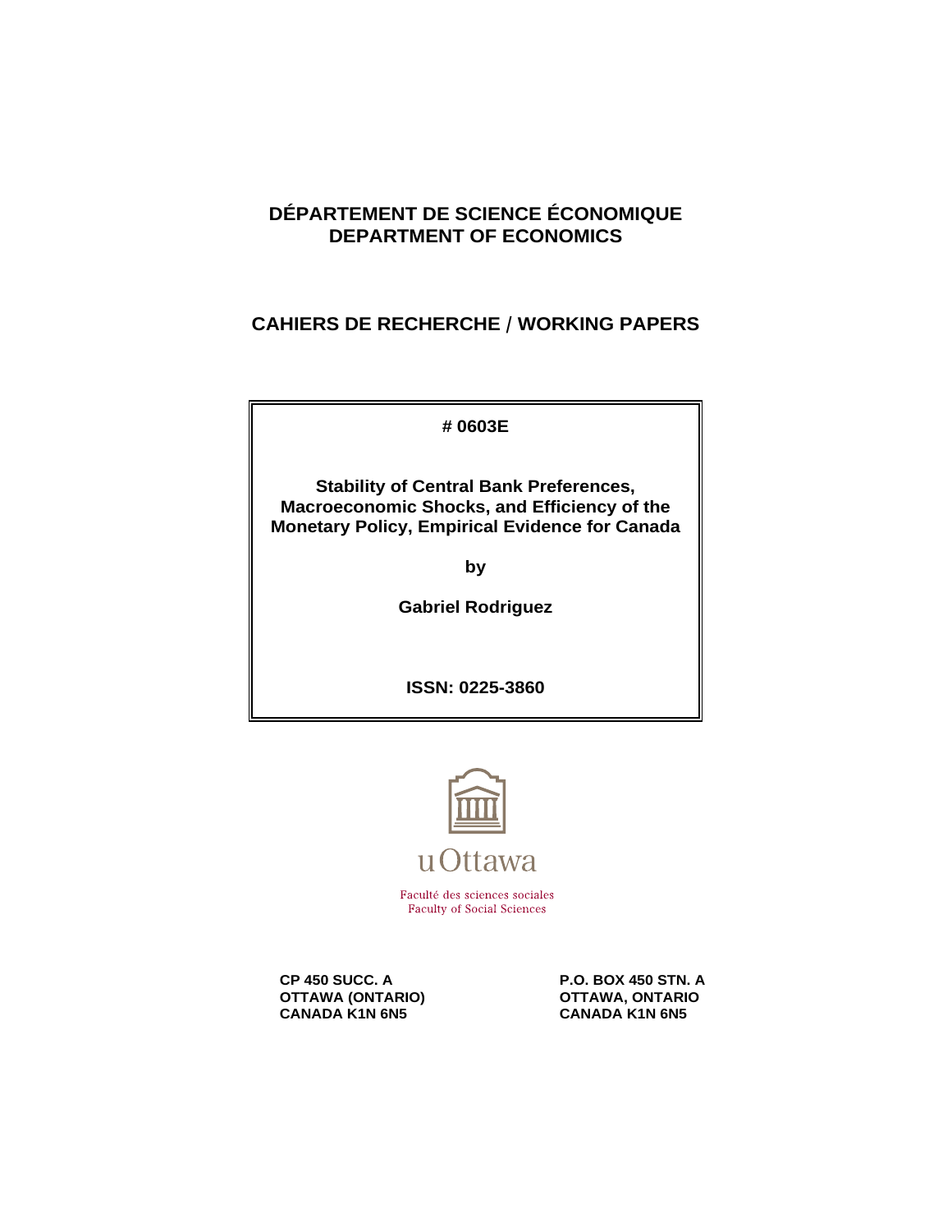# DÉPARTEMENT DE SCIENCE ÉCONOMIQUE
# DEPARTMENT OF ECONOMICS

## CAHIERS DE RECHERCHE / WORKING PAPERS

**# 0603E**

**Stability of Central Bank Preferences, Macroeconomic Shocks, and Efficiency of the Monetary Policy, Empirical Evidence for Canada**

**by**

**Gabriel Rodriguez**

**ISSN: 0225-3860**

uOttawa

Faculté des sciences sociales
Faculty of Social Sciences

**CP 450 SUCC. A**
**OTTAWA (ONTARIO)**
**CANADA K1N 6N5**

**P.O. BOX 450 STN. A**
**OTTAWA, ONTARIO**
**CANADA K1N 6N5**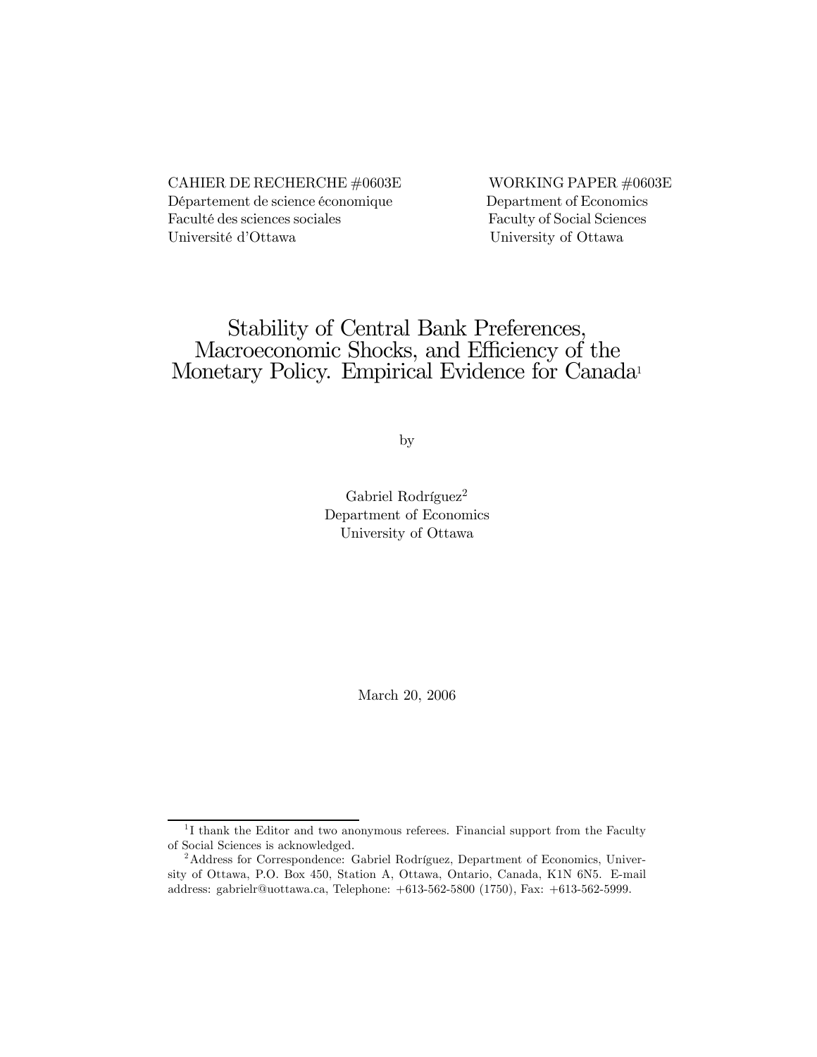CAHIER DE RECHERCHE #0603E
Département de science économique
Faculté des sciences sociales
Université d'Ottawa

WORKING PAPER #0603E
Department of Economics
Faculty of Social Sciences
University of Ottawa

# Stability of Central Bank Preferences, Macroeconomic Shocks, and Efficiency of the Monetary Policy. Empirical Evidence for Canada[1]

by

Gabriel Rodríguez[2]
Department of Economics
University of Ottawa

March 20, 2006

---

[1] I thank the Editor and two anonymous referees. Financial support from the Faculty of Social Sciences is acknowledged.

[2] Address for Correspondence: Gabriel Rodríguez, Department of Economics, University of Ottawa, P.O. Box 450, Station A, Ottawa, Ontario, Canada, K1N 6N5. E-mail address: gabrielr@uottawa.ca, Telephone: +613-562-5800 (1750), Fax: +613-562-5999.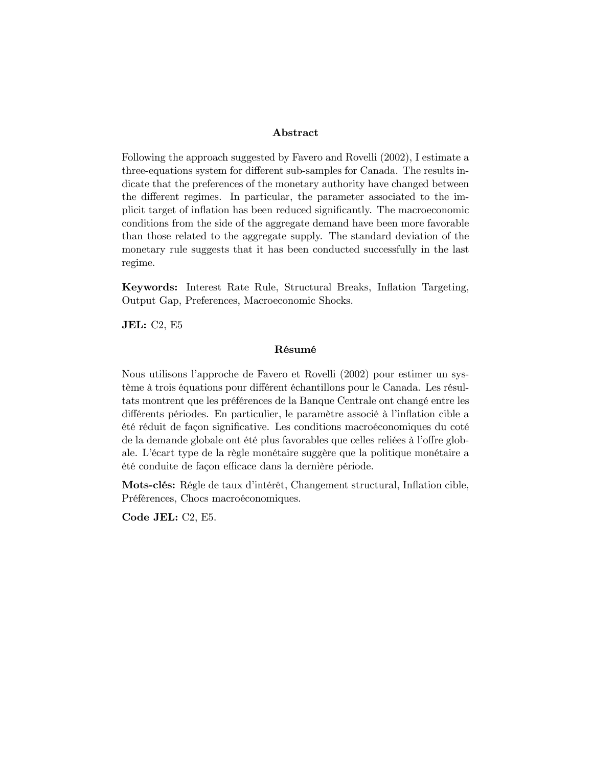## Abstract

Following the approach suggested by Favero and Rovelli (2002), I estimate a three-equations system for different sub-samples for Canada. The results indicate that the preferences of the monetary authority have changed between the different regimes. In particular, the parameter associated to the implicit target of inflation has been reduced significantly. The macroeconomic conditions from the side of the aggregate demand have been more favorable than those related to the aggregate supply. The standard deviation of the monetary rule suggests that it has been conducted successfully in the last regime.

**Keywords:** Interest Rate Rule, Structural Breaks, Inflation Targeting, Output Gap, Preferences, Macroeconomic Shocks.

**JEL:** C2, E5

## Résumé

Nous utilisons l'approche de Favero et Rovelli (2002) pour estimer un système à trois équations pour différent échantillons pour le Canada. Les résultats montrent que les préférences de la Banque Centrale ont changé entre les différents périodes. En particulier, le paramètre associé à l'inflation cible a été réduit de façon significative. Les conditions macroéconomiques du coté de la demande globale ont été plus favorables que celles reliées à l'offre globale. L'écart type de la règle monétaire suggère que la politique monétaire a été conduite de façon efficace dans la dernière période.

**Mots-clés:** Régle de taux d'intérêt, Changement structural, Inflation cible, Préférences, Chocs macroéconomiques.

**Code JEL:** C2, E5.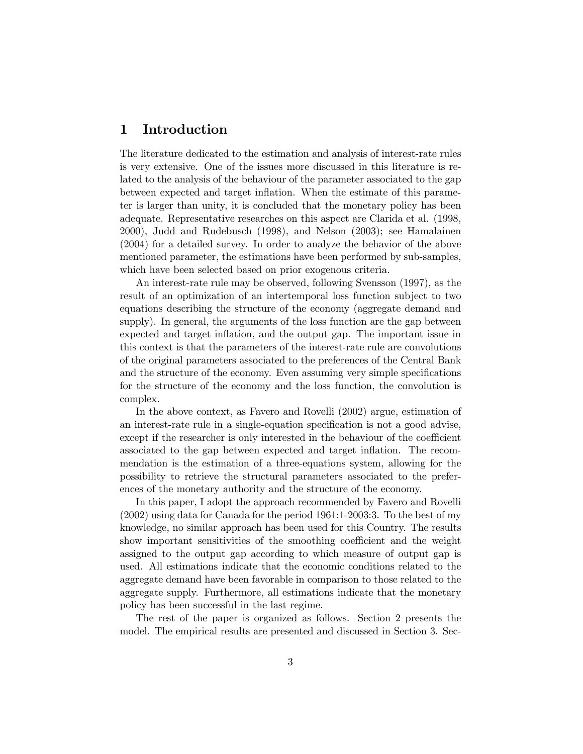# 1 Introduction

The literature dedicated to the estimation and analysis of interest-rate rules is very extensive. One of the issues more discussed in this literature is related to the analysis of the behaviour of the parameter associated to the gap between expected and target inflation. When the estimate of this parameter is larger than unity, it is concluded that the monetary policy has been adequate. Representative researches on this aspect are Clarida et al. (1998, 2000), Judd and Rudebusch (1998), and Nelson (2003); see Hamalainen (2004) for a detailed survey. In order to analyze the behavior of the above mentioned parameter, the estimations have been performed by sub-samples, which have been selected based on prior exogenous criteria.

An interest-rate rule may be observed, following Svensson (1997), as the result of an optimization of an intertemporal loss function subject to two equations describing the structure of the economy (aggregate demand and supply). In general, the arguments of the loss function are the gap between expected and target inflation, and the output gap. The important issue in this context is that the parameters of the interest-rate rule are convolutions of the original parameters associated to the preferences of the Central Bank and the structure of the economy. Even assuming very simple specifications for the structure of the economy and the loss function, the convolution is complex.

In the above context, as Favero and Rovelli (2002) argue, estimation of an interest-rate rule in a single-equation specification is not a good advise, except if the researcher is only interested in the behaviour of the coefficient associated to the gap between expected and target inflation. The recommendation is the estimation of a three-equations system, allowing for the possibility to retrieve the structural parameters associated to the preferences of the monetary authority and the structure of the economy.

In this paper, I adopt the approach recommended by Favero and Rovelli (2002) using data for Canada for the period 1961:1-2003:3. To the best of my knowledge, no similar approach has been used for this Country. The results show important sensitivities of the smoothing coefficient and the weight assigned to the output gap according to which measure of output gap is used. All estimations indicate that the economic conditions related to the aggregate demand have been favorable in comparison to those related to the aggregate supply. Furthermore, all estimations indicate that the monetary policy has been successful in the last regime.

The rest of the paper is organized as follows. Section 2 presents the model. The empirical results are presented and discussed in Section 3. Sec-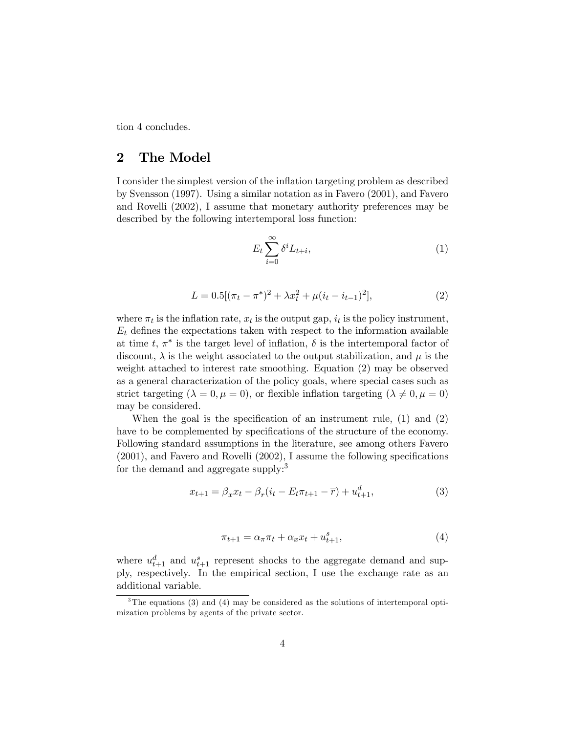tion 4 concludes.

## 2 The Model

I consider the simplest version of the inflation targeting problem as described by Svensson (1997). Using a similar notation as in Favero (2001), and Favero and Rovelli (2002), I assume that monetary authority preferences may be described by the following intertemporal loss function:

$$E_t \sum_{i=0}^{\infty} \delta^i L_{t+i}, \tag{1}$$

$$L = 0.5[(\pi_t - \pi^*)^2 + \lambda x_t^2 + \mu(i_t - i_{t-1})^2], \tag{2}$$

where $\pi_t$ is the inflation rate, $x_t$ is the output gap, $i_t$ is the policy instrument, $E_t$ defines the expectations taken with respect to the information available at time $t$, $\pi^*$ is the target level of inflation, $\delta$ is the intertemporal factor of discount, $\lambda$ is the weight associated to the output stabilization, and $\mu$ is the weight attached to interest rate smoothing. Equation (2) may be observed as a general characterization of the policy goals, where special cases such as strict targeting ($\lambda = 0, \mu = 0$), or flexible inflation targeting ($\lambda \neq 0, \mu = 0$) may be considered.

When the goal is the specification of an instrument rule, (1) and (2) have to be complemented by specifications of the structure of the economy. Following standard assumptions in the literature, see among others Favero (2001), and Favero and Rovelli (2002), I assume the following specifications for the demand and aggregate supply:[3]

$$x_{t+1} = \beta_x x_t - \beta_r(i_t - E_t\pi_{t+1} - \overline{r}) + u_{t+1}^d, \tag{3}$$

$$\pi_{t+1} = \alpha_\pi \pi_t + \alpha_x x_t + u_{t+1}^s, \tag{4}$$

where $u_{t+1}^d$ and $u_{t+1}^s$ represent shocks to the aggregate demand and supply, respectively. In the empirical section, I use the exchange rate as an additional variable.

[3]The equations (3) and (4) may be considered as the solutions of intertemporal optimization problems by agents of the private sector.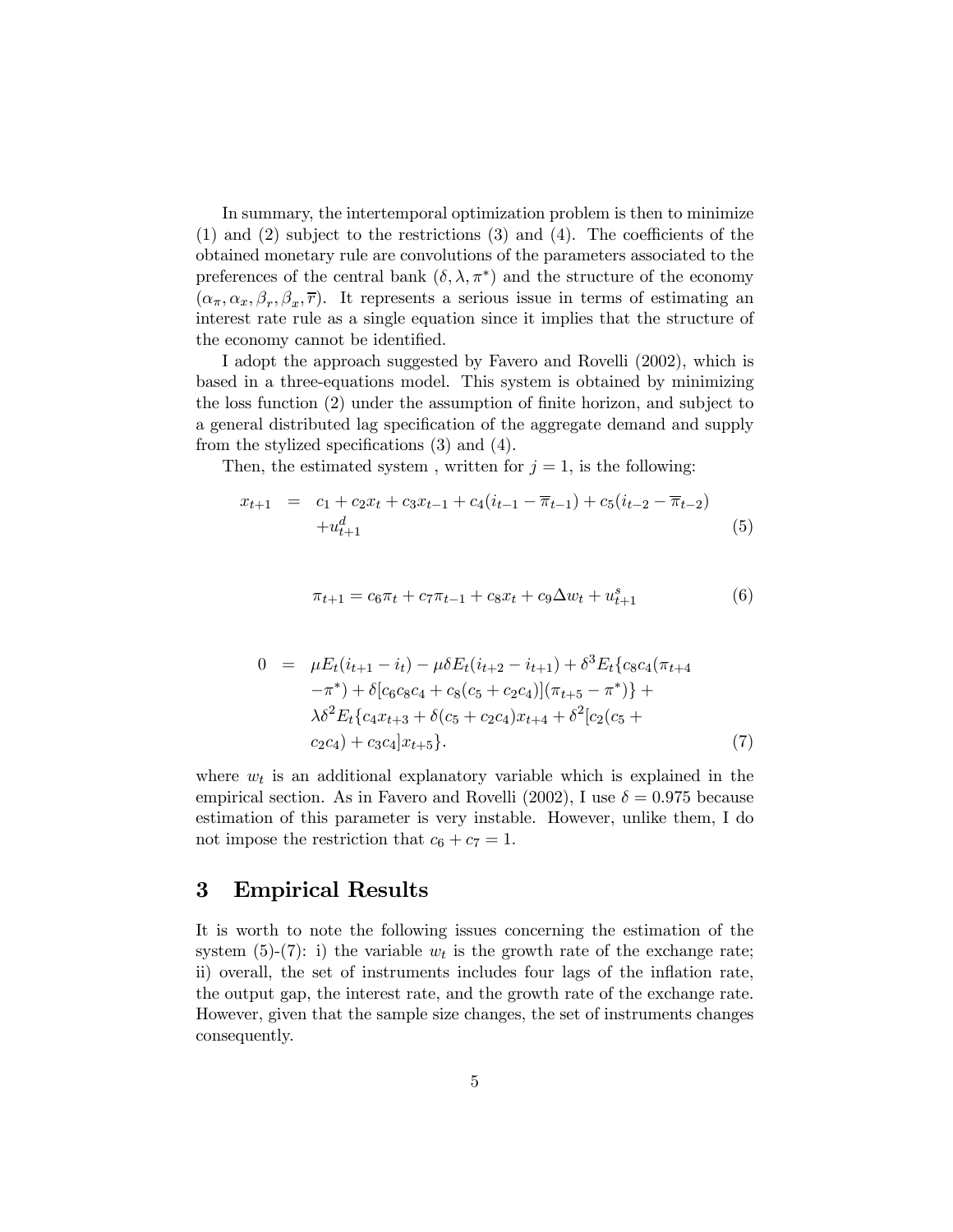In summary, the intertemporal optimization problem is then to minimize (1) and (2) subject to the restrictions (3) and (4). The coefficients of the obtained monetary rule are convolutions of the parameters associated to the preferences of the central bank $(\delta, \lambda, \pi^*)$ and the structure of the economy $(\alpha_\pi, \alpha_x, \beta_r, \beta_x, \overline{r})$. It represents a serious issue in terms of estimating an interest rate rule as a single equation since it implies that the structure of the economy cannot be identified.

I adopt the approach suggested by Favero and Rovelli (2002), which is based in a three-equations model. This system is obtained by minimizing the loss function (2) under the assumption of finite horizon, and subject to a general distributed lag specification of the aggregate demand and supply from the stylized specifications (3) and (4).

Then, the estimated system , written for $j = 1$, is the following:

$$
\begin{aligned}
x_{t+1} \quad = \quad & c_1 + c_2 x_t + c_3 x_{t-1} + c_4(i_{t-1} - \overline{\pi}_{t-1}) + c_5(i_{t-2} - \overline{\pi}_{t-2}) \\
& + u^d_{t+1}
\end{aligned} \tag{5}
$$

$$
\pi_{t+1} = c_6 \pi_t + c_7 \pi_{t-1} + c_8 x_t + c_9 \Delta w_t + u^s_{t+1} \tag{6}
$$

$$
\begin{aligned}
0 \quad = \quad & \mu E_t(i_{t+1} - i_t) - \mu\delta E_t(i_{t+2} - i_{t+1}) + \delta^3 E_t\{c_8 c_4(\pi_{t+4} \\
& -\pi^*) + \delta[c_6 c_8 c_4 + c_8(c_5 + c_2 c_4)](\pi_{t+5} - \pi^*)\} + \\
& \lambda\delta^2 E_t\{c_4 x_{t+3} + \delta(c_5 + c_2 c_4)x_{t+4} + \delta^2[c_2(c_5 + \\
& c_2 c_4) + c_3 c_4] x_{t+5}\}.
\end{aligned} \tag{7}
$$

where $w_t$ is an additional explanatory variable which is explained in the empirical section. As in Favero and Rovelli (2002), I use $\delta = 0.975$ because estimation of this parameter is very instable. However, unlike them, I do not impose the restriction that $c_6 + c_7 = 1$.

## 3 Empirical Results

It is worth to note the following issues concerning the estimation of the system (5)-(7): i) the variable $w_t$ is the growth rate of the exchange rate; ii) overall, the set of instruments includes four lags of the inflation rate, the output gap, the interest rate, and the growth rate of the exchange rate. However, given that the sample size changes, the set of instruments changes consequently.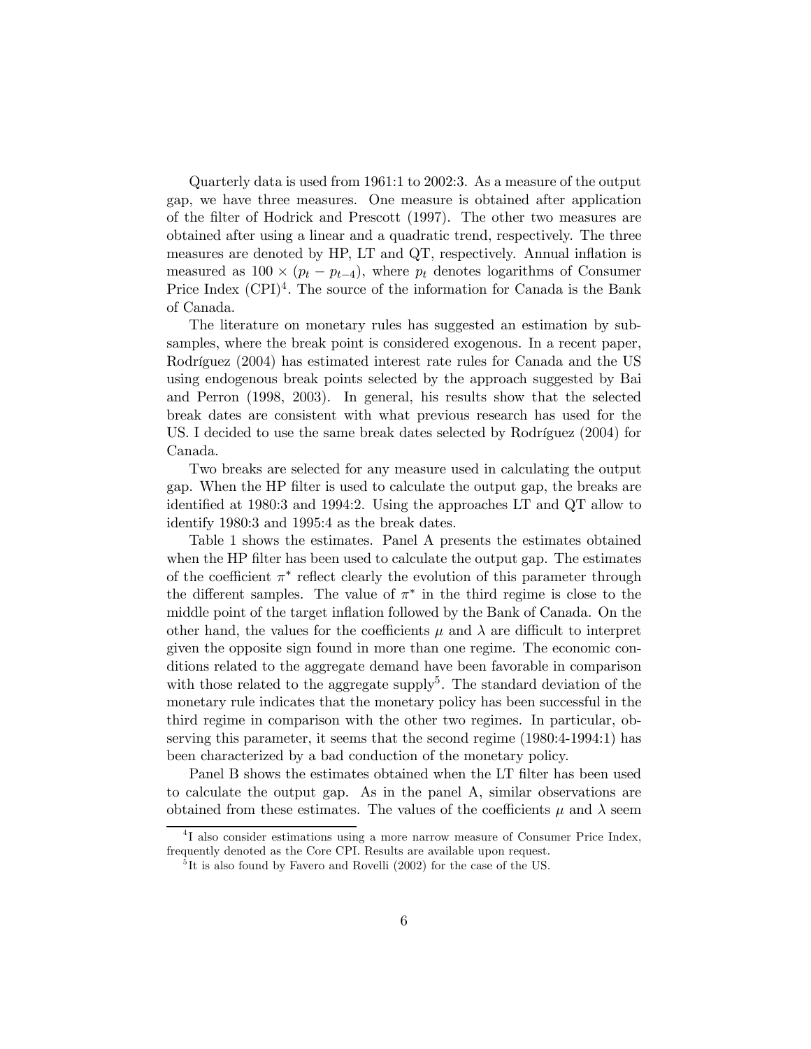Quarterly data is used from 1961:1 to 2002:3. As a measure of the output gap, we have three measures. One measure is obtained after application of the filter of Hodrick and Prescott (1997). The other two measures are obtained after using a linear and a quadratic trend, respectively. The three measures are denoted by HP, LT and QT, respectively. Annual inflation is measured as $100 \times (p_t - p_{t-4})$, where $p_t$ denotes logarithms of Consumer Price Index (CPI)[4]. The source of the information for Canada is the Bank of Canada.

The literature on monetary rules has suggested an estimation by subsamples, where the break point is considered exogenous. In a recent paper, Rodríguez (2004) has estimated interest rate rules for Canada and the US using endogenous break points selected by the approach suggested by Bai and Perron (1998, 2003). In general, his results show that the selected break dates are consistent with what previous research has used for the US. I decided to use the same break dates selected by Rodríguez (2004) for Canada.

Two breaks are selected for any measure used in calculating the output gap. When the HP filter is used to calculate the output gap, the breaks are identified at 1980:3 and 1994:2. Using the approaches LT and QT allow to identify 1980:3 and 1995:4 as the break dates.

Table 1 shows the estimates. Panel A presents the estimates obtained when the HP filter has been used to calculate the output gap. The estimates of the coefficient $\pi^*$ reflect clearly the evolution of this parameter through the different samples. The value of $\pi^*$ in the third regime is close to the middle point of the target inflation followed by the Bank of Canada. On the other hand, the values for the coefficients $\mu$ and $\lambda$ are difficult to interpret given the opposite sign found in more than one regime. The economic conditions related to the aggregate demand have been favorable in comparison with those related to the aggregate supply[5]. The standard deviation of the monetary rule indicates that the monetary policy has been successful in the third regime in comparison with the other two regimes. In particular, observing this parameter, it seems that the second regime (1980:4-1994:1) has been characterized by a bad conduction of the monetary policy.

Panel B shows the estimates obtained when the LT filter has been used to calculate the output gap. As in the panel A, similar observations are obtained from these estimates. The values of the coefficients $\mu$ and $\lambda$ seem

[4] I also consider estimations using a more narrow measure of Consumer Price Index, frequently denoted as the Core CPI. Results are available upon request.

[5] It is also found by Favero and Rovelli (2002) for the case of the US.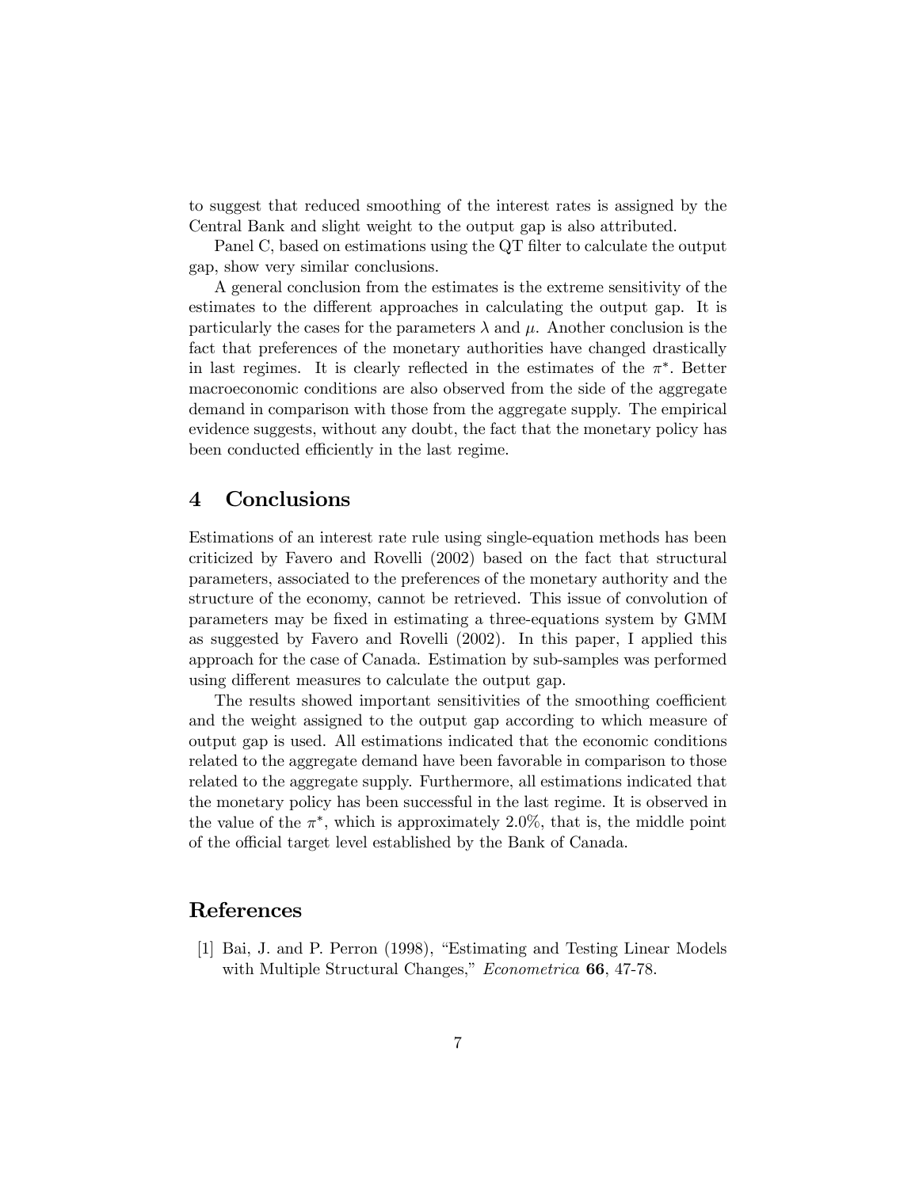to suggest that reduced smoothing of the interest rates is assigned by the Central Bank and slight weight to the output gap is also attributed.

Panel C, based on estimations using the QT filter to calculate the output gap, show very similar conclusions.

A general conclusion from the estimates is the extreme sensitivity of the estimates to the different approaches in calculating the output gap. It is particularly the cases for the parameters $\lambda$ and $\mu$. Another conclusion is the fact that preferences of the monetary authorities have changed drastically in last regimes. It is clearly reflected in the estimates of the $\pi^*$. Better macroeconomic conditions are also observed from the side of the aggregate demand in comparison with those from the aggregate supply. The empirical evidence suggests, without any doubt, the fact that the monetary policy has been conducted efficiently in the last regime.

## 4 Conclusions

Estimations of an interest rate rule using single-equation methods has been criticized by Favero and Rovelli (2002) based on the fact that structural parameters, associated to the preferences of the monetary authority and the structure of the economy, cannot be retrieved. This issue of convolution of parameters may be fixed in estimating a three-equations system by GMM as suggested by Favero and Rovelli (2002). In this paper, I applied this approach for the case of Canada. Estimation by sub-samples was performed using different measures to calculate the output gap.

The results showed important sensitivities of the smoothing coefficient and the weight assigned to the output gap according to which measure of output gap is used. All estimations indicated that the economic conditions related to the aggregate demand have been favorable in comparison to those related to the aggregate supply. Furthermore, all estimations indicated that the monetary policy has been successful in the last regime. It is observed in the value of the $\pi^*$, which is approximately 2.0%, that is, the middle point of the official target level established by the Bank of Canada.

## References

[1] Bai, J. and P. Perron (1998), "Estimating and Testing Linear Models with Multiple Structural Changes," *Econometrica* **66**, 47-78.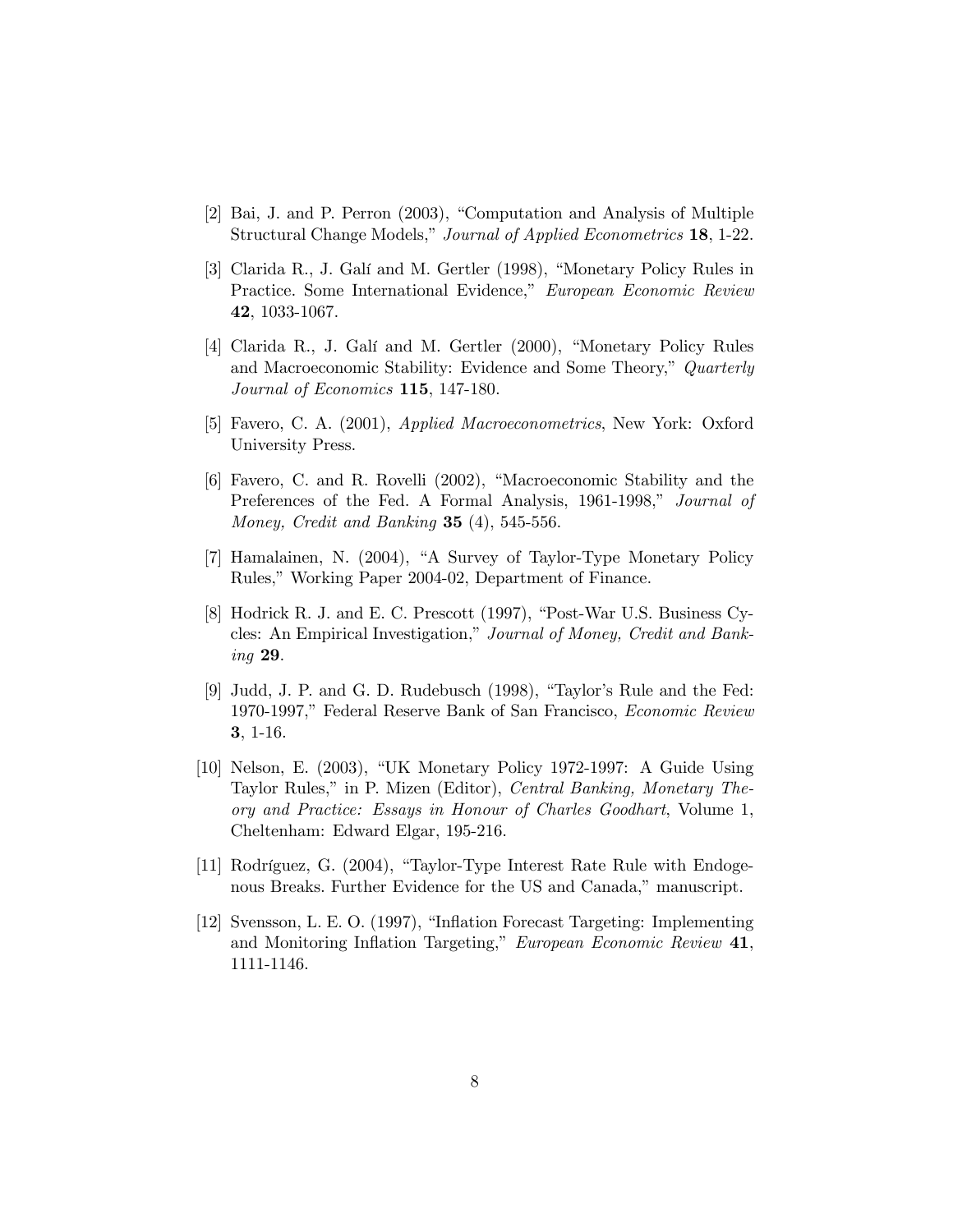[2] Bai, J. and P. Perron (2003), "Computation and Analysis of Multiple Structural Change Models," *Journal of Applied Econometrics* **18**, 1-22.

[3] Clarida R., J. Galí and M. Gertler (1998), "Monetary Policy Rules in Practice. Some International Evidence," *European Economic Review* **42**, 1033-1067.

[4] Clarida R., J. Galí and M. Gertler (2000), "Monetary Policy Rules and Macroeconomic Stability: Evidence and Some Theory," *Quarterly Journal of Economics* **115**, 147-180.

[5] Favero, C. A. (2001), *Applied Macroeconometrics*, New York: Oxford University Press.

[6] Favero, C. and R. Rovelli (2002), "Macroeconomic Stability and the Preferences of the Fed. A Formal Analysis, 1961-1998," *Journal of Money, Credit and Banking* **35** (4), 545-556.

[7] Hamalainen, N. (2004), "A Survey of Taylor-Type Monetary Policy Rules," Working Paper 2004-02, Department of Finance.

[8] Hodrick R. J. and E. C. Prescott (1997), "Post-War U.S. Business Cycles: An Empirical Investigation," *Journal of Money, Credit and Banking* **29**.

[9] Judd, J. P. and G. D. Rudebusch (1998), "Taylor's Rule and the Fed: 1970-1997," Federal Reserve Bank of San Francisco, *Economic Review* **3**, 1-16.

[10] Nelson, E. (2003), "UK Monetary Policy 1972-1997: A Guide Using Taylor Rules," in P. Mizen (Editor), *Central Banking, Monetary Theory and Practice: Essays in Honour of Charles Goodhart*, Volume 1, Cheltenham: Edward Elgar, 195-216.

[11] Rodríguez, G. (2004), "Taylor-Type Interest Rate Rule with Endogenous Breaks. Further Evidence for the US and Canada," manuscript.

[12] Svensson, L. E. O. (1997), "Inflation Forecast Targeting: Implementing and Monitoring Inflation Targeting," *European Economic Review* **41**, 1111-1146.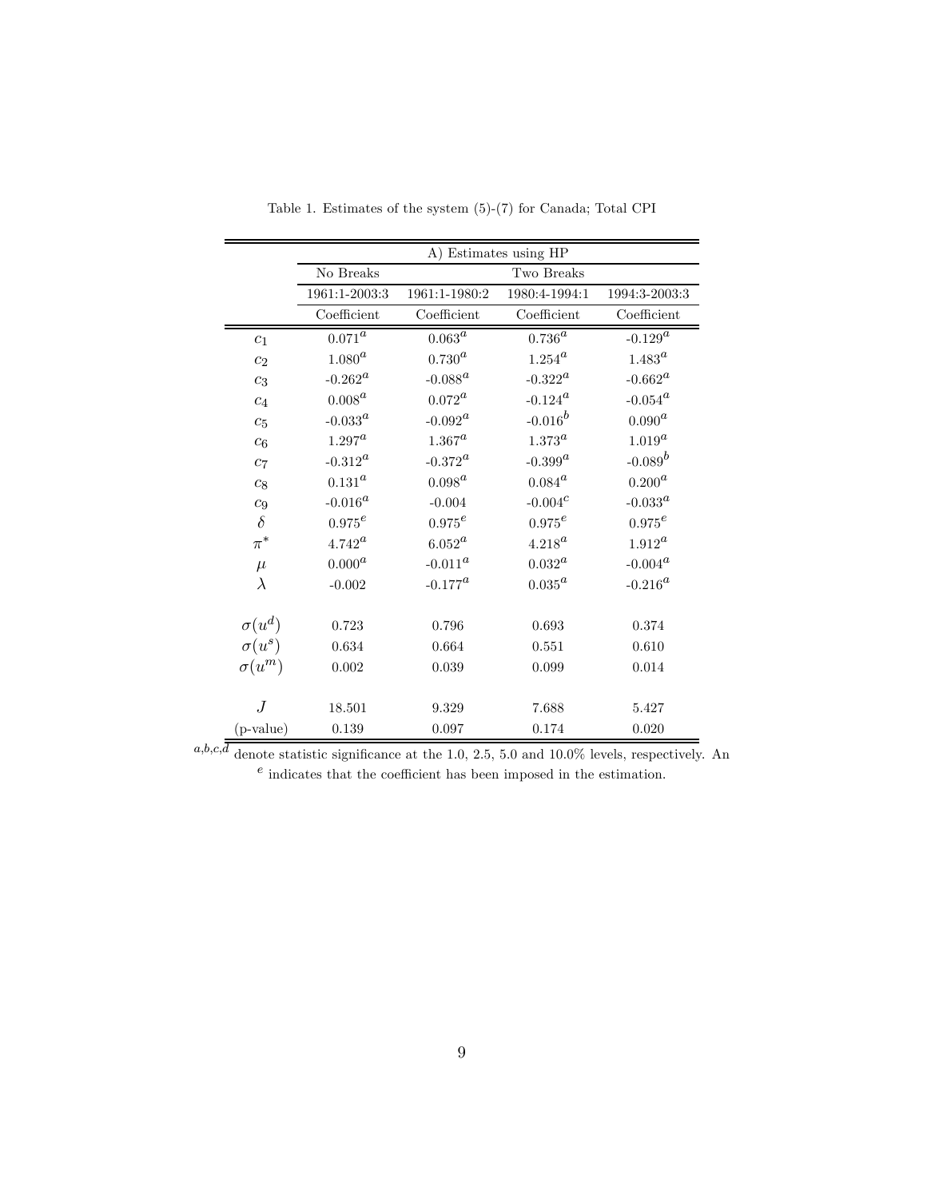Table 1. Estimates of the system (5)-(7) for Canada; Total CPI

| | A) Estimates using HP | | | |
|---|---|---|---|---|
| | No Breaks | Two Breaks | | |
| | 1961:1-2003:3 | 1961:1-1980:2 | 1980:4-1994:1 | 1994:3-2003:3 |
| | Coefficient | Coefficient | Coefficient | Coefficient |
| $c_1$ | $0.071^a$ | $0.063^a$ | $0.736^a$ | $-0.129^a$ |
| $c_2$ | $1.080^a$ | $0.730^a$ | $1.254^a$ | $1.483^a$ |
| $c_3$ | $-0.262^a$ | $-0.088^a$ | $-0.322^a$ | $-0.662^a$ |
| $c_4$ | $0.008^a$ | $0.072^a$ | $-0.124^a$ | $-0.054^a$ |
| $c_5$ | $-0.033^a$ | $-0.092^a$ | $-0.016^b$ | $0.090^a$ |
| $c_6$ | $1.297^a$ | $1.367^a$ | $1.373^a$ | $1.019^a$ |
| $c_7$ | $-0.312^a$ | $-0.372^a$ | $-0.399^a$ | $-0.089^b$ |
| $c_8$ | $0.131^a$ | $0.098^a$ | $0.084^a$ | $0.200^a$ |
| $c_9$ | $-0.016^a$ | $-0.004$ | $-0.004^c$ | $-0.033^a$ |
| $\delta$ | $0.975^e$ | $0.975^e$ | $0.975^e$ | $0.975^e$ |
| $\pi^*$ | $4.742^a$ | $6.052^a$ | $4.218^a$ | $1.912^a$ |
| $\mu$ | $0.000^a$ | $-0.011^a$ | $0.032^a$ | $-0.004^a$ |
| $\lambda$ | $-0.002$ | $-0.177^a$ | $0.035^a$ | $-0.216^a$ |
| $\sigma(u^d)$ | 0.723 | 0.796 | 0.693 | 0.374 |
| $\sigma(u^s)$ | 0.634 | 0.664 | 0.551 | 0.610 |
| $\sigma(u^m)$ | 0.002 | 0.039 | 0.099 | 0.014 |
| $J$ | 18.501 | 9.329 | 7.688 | 5.427 |
| (p-value) | 0.139 | 0.097 | 0.174 | 0.020 |

[a,b,c,d] denote statistic significance at the 1.0, 2.5, 5.0 and 10.0% levels, respectively. An [e] indicates that the coefficient has been imposed in the estimation.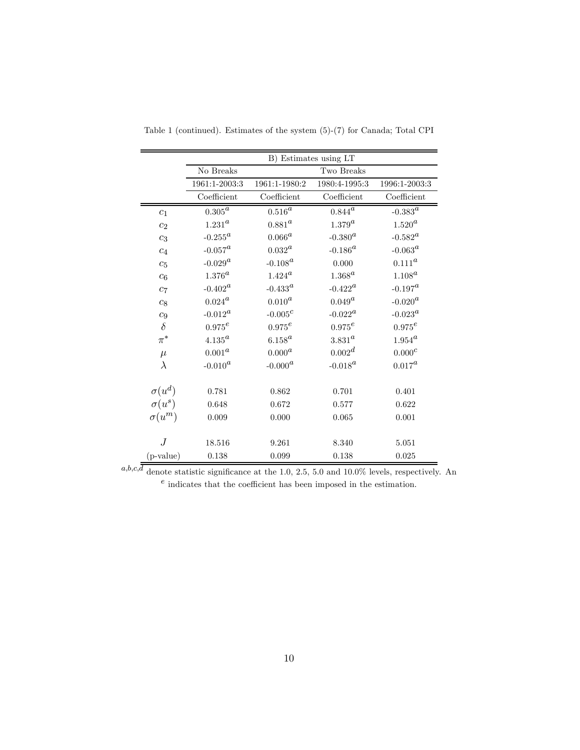Table 1 (continued). Estimates of the system (5)-(7) for Canada; Total CPI

| | B) Estimates using LT | | | |
|---|---|---|---|---|
| | No Breaks | Two Breaks | | |
| | 1961:1-2003:3 | 1961:1-1980:2 | 1980:4-1995:3 | 1996:1-2003:3 |
| | Coefficient | Coefficient | Coefficient | Coefficient |
| $c_1$ | $0.305^a$ | $0.516^a$ | $0.844^a$ | $-0.383^a$ |
| $c_2$ | $1.231^a$ | $0.881^a$ | $1.379^a$ | $1.520^a$ |
| $c_3$ | $-0.255^a$ | $0.066^a$ | $-0.380^a$ | $-0.582^a$ |
| $c_4$ | $-0.057^a$ | $0.032^a$ | $-0.186^a$ | $-0.063^a$ |
| $c_5$ | $-0.029^a$ | $-0.108^a$ | 0.000 | $0.111^a$ |
| $c_6$ | $1.376^a$ | $1.424^a$ | $1.368^a$ | $1.108^a$ |
| $c_7$ | $-0.402^a$ | $-0.433^a$ | $-0.422^a$ | $-0.197^a$ |
| $c_8$ | $0.024^a$ | $0.010^a$ | $0.049^a$ | $-0.020^a$ |
| $c_9$ | $-0.012^a$ | $-0.005^c$ | $-0.022^a$ | $-0.023^a$ |
| $\delta$ | $0.975^e$ | $0.975^e$ | $0.975^e$ | $0.975^e$ |
| $\pi^*$ | $4.135^a$ | $6.158^a$ | $3.831^a$ | $1.954^a$ |
| $\mu$ | $0.001^a$ | $0.000^a$ | $0.002^d$ | $0.000^c$ |
| $\lambda$ | $-0.010^a$ | $-0.000^a$ | $-0.018^a$ | $0.017^a$ |
| $\sigma(u^d)$ | 0.781 | 0.862 | 0.701 | 0.401 |
| $\sigma(u^s)$ | 0.648 | 0.672 | 0.577 | 0.622 |
| $\sigma(u^m)$ | 0.009 | 0.000 | 0.065 | 0.001 |
| $J$ | 18.516 | 9.261 | 8.340 | 5.051 |
| (p-value) | 0.138 | 0.099 | 0.138 | 0.025 |

[a,b,c,d] denote statistic significance at the 1.0, 2.5, 5.0 and 10.0% levels, respectively. An [e] indicates that the coefficient has been imposed in the estimation.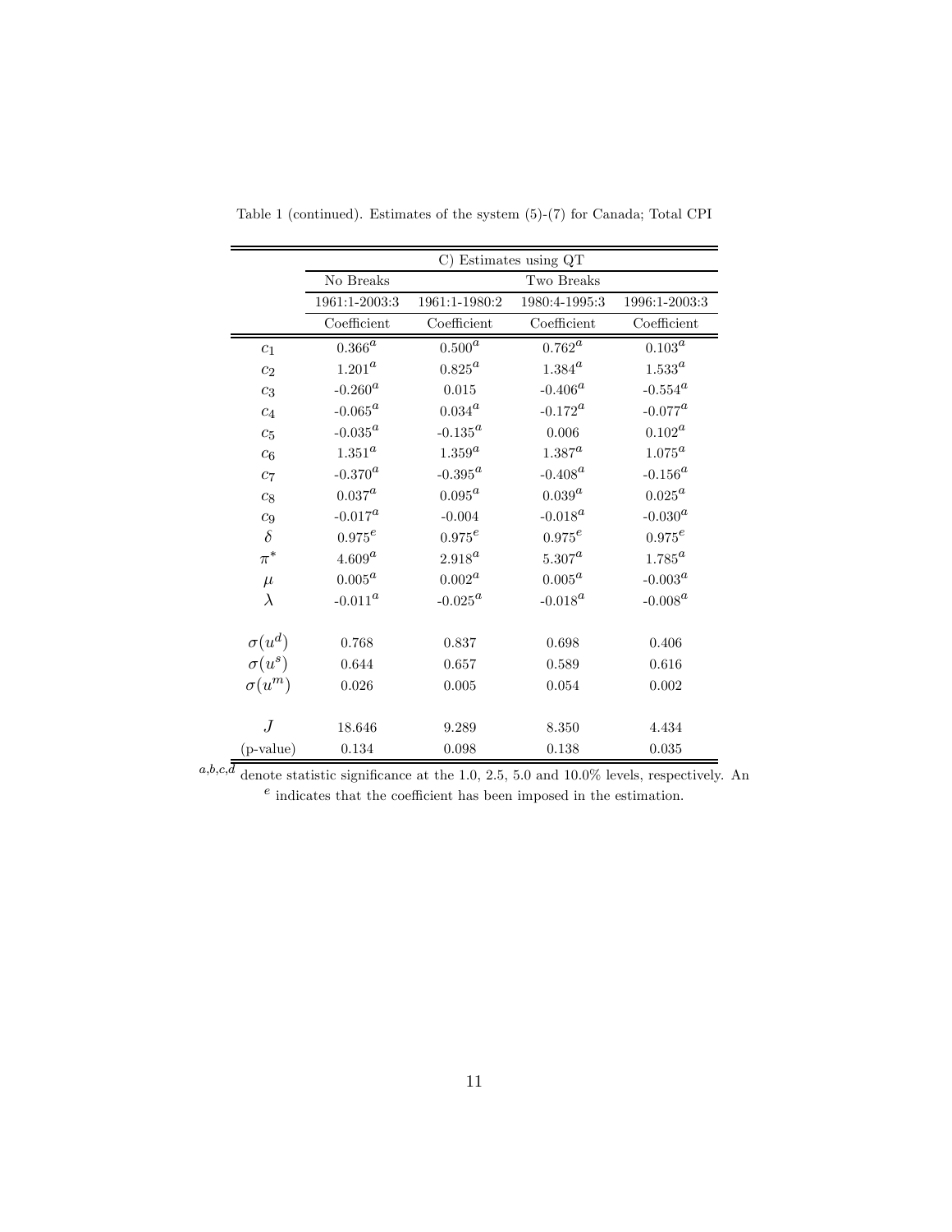Table 1 (continued). Estimates of the system (5)-(7) for Canada; Total CPI

| | C) Estimates using QT | | | |
|---|---|---|---|---|
| | No Breaks | Two Breaks | | |
| | 1961:1-2003:3 | 1961:1-1980:2 | 1980:4-1995:3 | 1996:1-2003:3 |
| | Coefficient | Coefficient | Coefficient | Coefficient |
| $c_1$ | $0.366^a$ | $0.500^a$ | $0.762^a$ | $0.103^a$ |
| $c_2$ | $1.201^a$ | $0.825^a$ | $1.384^a$ | $1.533^a$ |
| $c_3$ | $-0.260^a$ | $0.015$ | $-0.406^a$ | $-0.554^a$ |
| $c_4$ | $-0.065^a$ | $0.034^a$ | $-0.172^a$ | $-0.077^a$ |
| $c_5$ | $-0.035^a$ | $-0.135^a$ | $0.006$ | $0.102^a$ |
| $c_6$ | $1.351^a$ | $1.359^a$ | $1.387^a$ | $1.075^a$ |
| $c_7$ | $-0.370^a$ | $-0.395^a$ | $-0.408^a$ | $-0.156^a$ |
| $c_8$ | $0.037^a$ | $0.095^a$ | $0.039^a$ | $0.025^a$ |
| $c_9$ | $-0.017^a$ | $-0.004$ | $-0.018^a$ | $-0.030^a$ |
| $\delta$ | $0.975^e$ | $0.975^e$ | $0.975^e$ | $0.975^e$ |
| $\pi^*$ | $4.609^a$ | $2.918^a$ | $5.307^a$ | $1.785^a$ |
| $\mu$ | $0.005^a$ | $0.002^a$ | $0.005^a$ | $-0.003^a$ |
| $\lambda$ | $-0.011^a$ | $-0.025^a$ | $-0.018^a$ | $-0.008^a$ |
| $\sigma(u^d)$ | 0.768 | 0.837 | 0.698 | 0.406 |
| $\sigma(u^s)$ | 0.644 | 0.657 | 0.589 | 0.616 |
| $\sigma(u^m)$ | 0.026 | 0.005 | 0.054 | 0.002 |
| $J$ | 18.646 | 9.289 | 8.350 | 4.434 |
| (p-value) | 0.134 | 0.098 | 0.138 | 0.035 |

[a,b,c,d] denote statistic significance at the 1.0, 2.5, 5.0 and 10.0% levels, respectively. An [e] indicates that the coefficient has been imposed in the estimation.